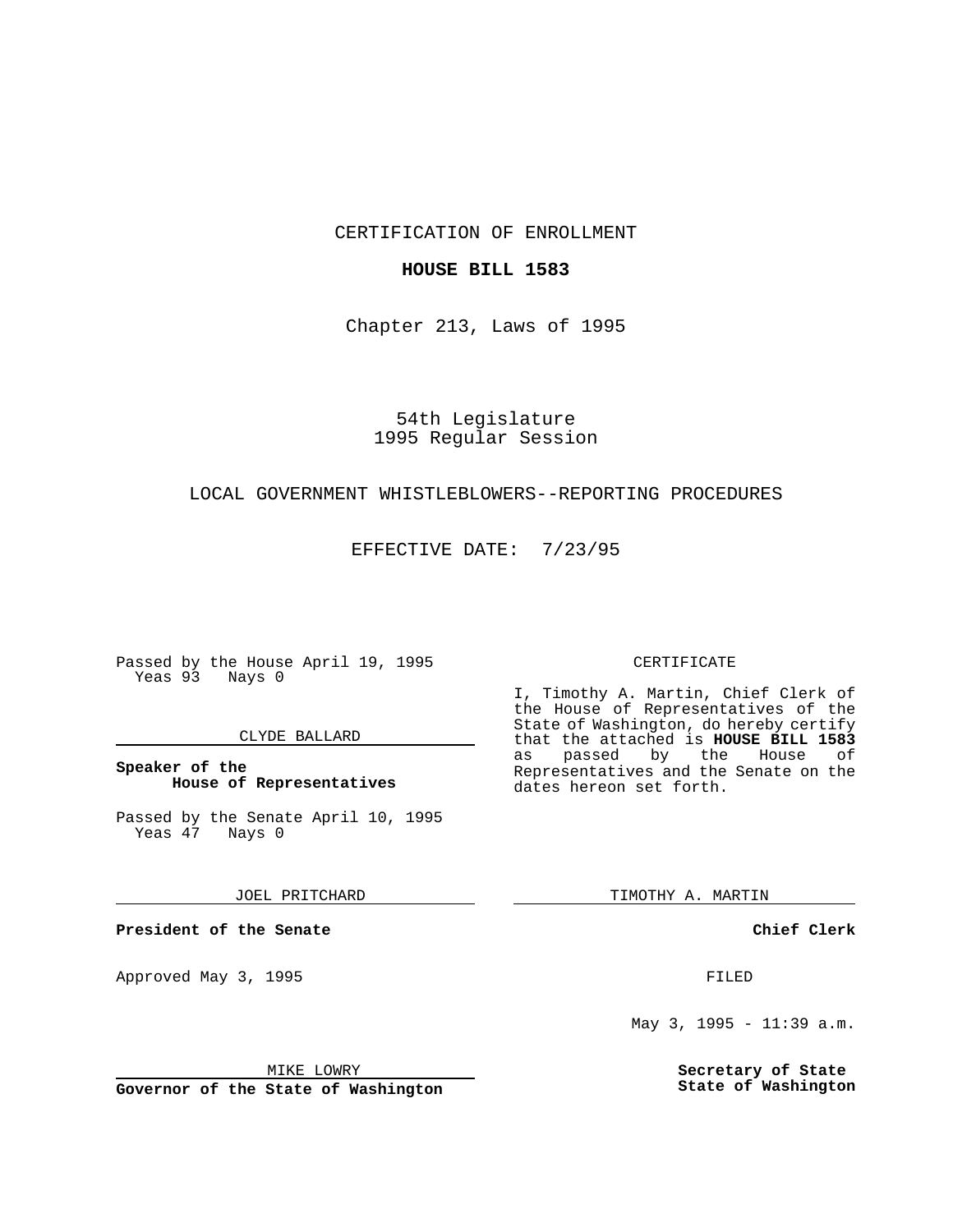CERTIFICATION OF ENROLLMENT

**HOUSE BILL 1583**

Chapter 213, Laws of 1995

54th Legislature
1995 Regular Session

LOCAL GOVERNMENT WHISTLEBLOWERS--REPORTING PROCEDURES

EFFECTIVE DATE: 7/23/95

Passed by the House April 19, 1995
Yeas 93 Nays 0

CLYDE BALLARD

**Speaker of the House of Representatives**

Passed by the Senate April 10, 1995
Yeas 47 Nays 0

JOEL PRITCHARD

**President of the Senate**

Approved May 3, 1995

MIKE LOWRY

**Governor of the State of Washington**

CERTIFICATE

I, Timothy A. Martin, Chief Clerk of the House of Representatives of the State of Washington, do hereby certify that the attached is **HOUSE BILL 1583** as passed by the House of Representatives and the Senate on the dates hereon set forth.

TIMOTHY A. MARTIN

**Chief Clerk**

FILED

May 3, 1995 - 11:39 a.m.

**Secretary of State**
**State of Washington**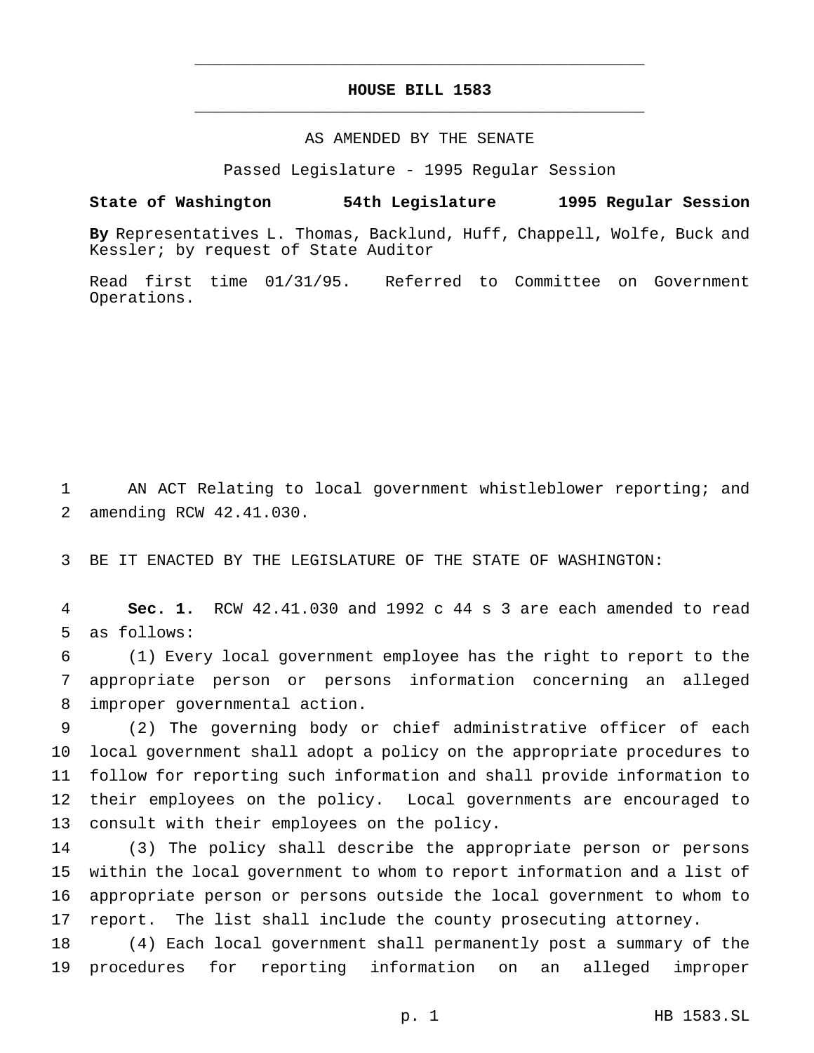# HOUSE BILL 1583

AS AMENDED BY THE SENATE

Passed Legislature - 1995 Regular Session

**State of Washington 54th Legislature 1995 Regular Session**

**By** Representatives L. Thomas, Backlund, Huff, Chappell, Wolfe, Buck and Kessler; by request of State Auditor

Read first time 01/31/95. Referred to Committee on Government Operations.

1 AN ACT Relating to local government whistleblower reporting; and
2 amending RCW 42.41.030.

3 BE IT ENACTED BY THE LEGISLATURE OF THE STATE OF WASHINGTON:

4 **Sec. 1.** RCW 42.41.030 and 1992 c 44 s 3 are each amended to read
5 as follows:

6 (1) Every local government employee has the right to report to the
7 appropriate person or persons information concerning an alleged
8 improper governmental action.

9 (2) The governing body or chief administrative officer of each
10 local government shall adopt a policy on the appropriate procedures to
11 follow for reporting such information and shall provide information to
12 their employees on the policy. Local governments are encouraged to
13 consult with their employees on the policy.

14 (3) The policy shall describe the appropriate person or persons
15 within the local government to whom to report information and a list of
16 appropriate person or persons outside the local government to whom to
17 report. The list shall include the county prosecuting attorney.

18 (4) Each local government shall permanently post a summary of the
19 procedures for reporting information on an alleged improper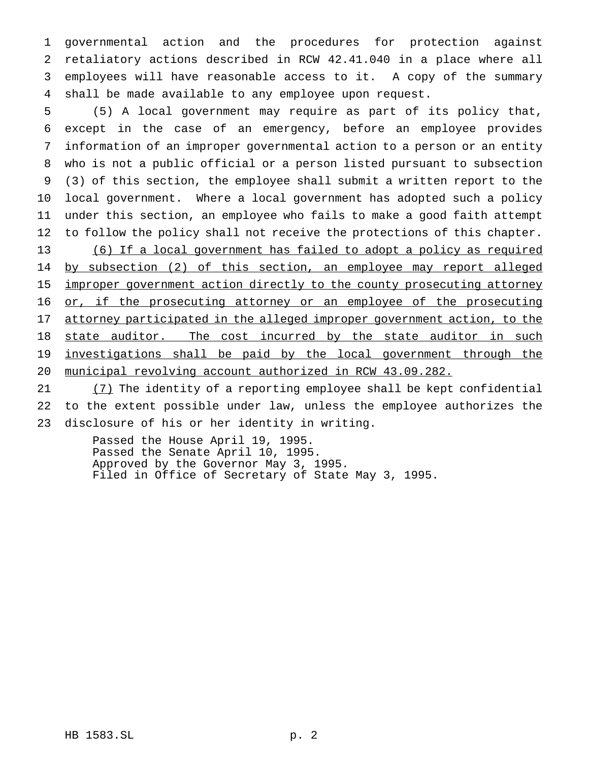governmental action and the procedures for protection against retaliatory actions described in RCW 42.41.040 in a place where all employees will have reasonable access to it. A copy of the summary shall be made available to any employee upon request.

(5) A local government may require as part of its policy that, except in the case of an emergency, before an employee provides information of an improper governmental action to a person or an entity who is not a public official or a person listed pursuant to subsection (3) of this section, the employee shall submit a written report to the local government. Where a local government has adopted such a policy under this section, an employee who fails to make a good faith attempt to follow the policy shall not receive the protections of this chapter.

<u>(6) If a local government has failed to adopt a policy as required by subsection (2) of this section, an employee may report alleged improper government action directly to the county prosecuting attorney or, if the prosecuting attorney or an employee of the prosecuting attorney participated in the alleged improper government action, to the state auditor. The cost incurred by the state auditor in such investigations shall be paid by the local government through the municipal revolving account authorized in RCW 43.09.282.</u>

<u>(7)</u> The identity of a reporting employee shall be kept confidential to the extent possible under law, unless the employee authorizes the disclosure of his or her identity in writing.

Passed the House April 19, 1995.
Passed the Senate April 10, 1995.
Approved by the Governor May 3, 1995.
Filed in Office of Secretary of State May 3, 1995.